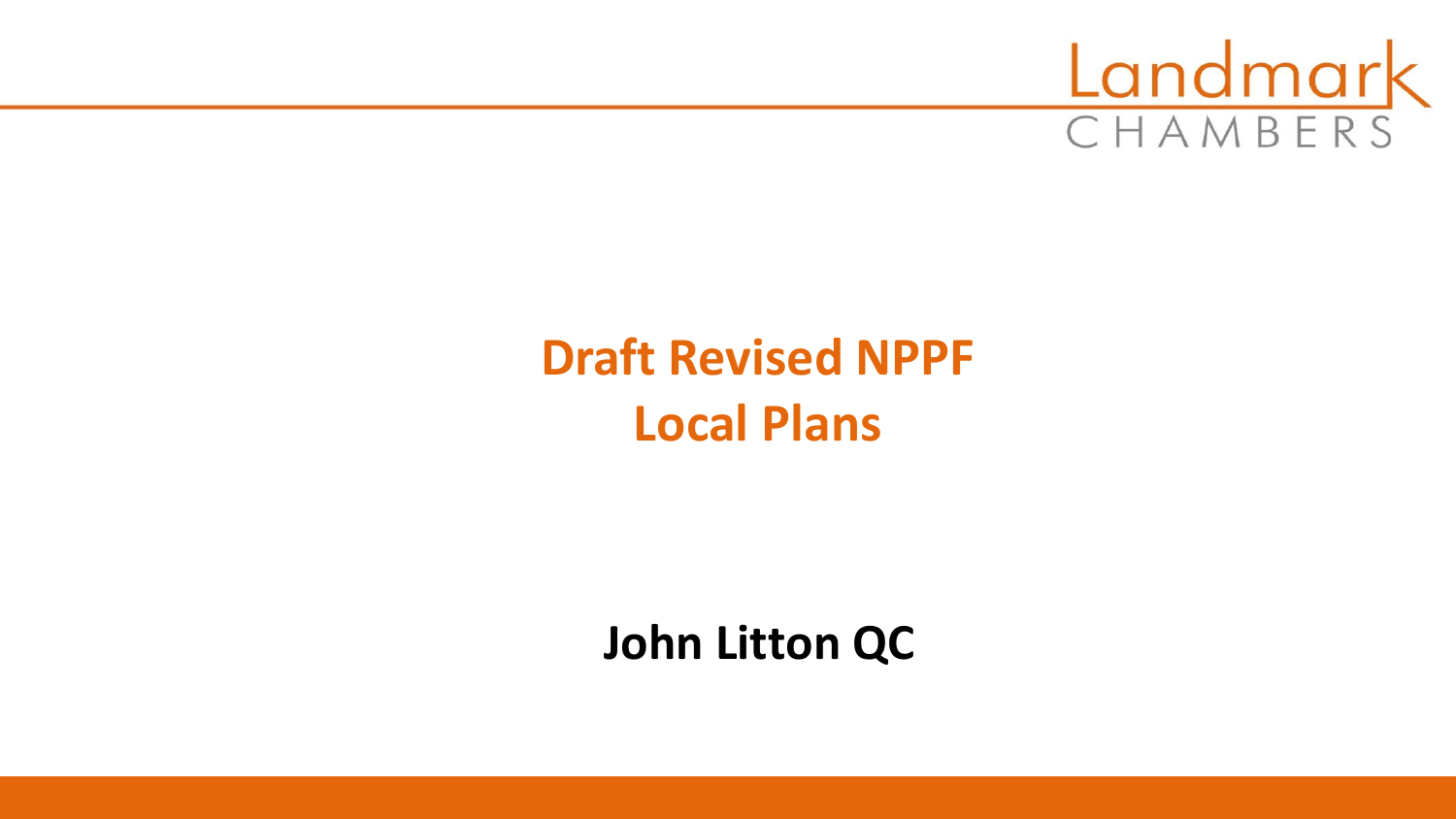Landmark CHAMBERS

# Draft Revised NPPF
# Local Plans

**John Litton QC**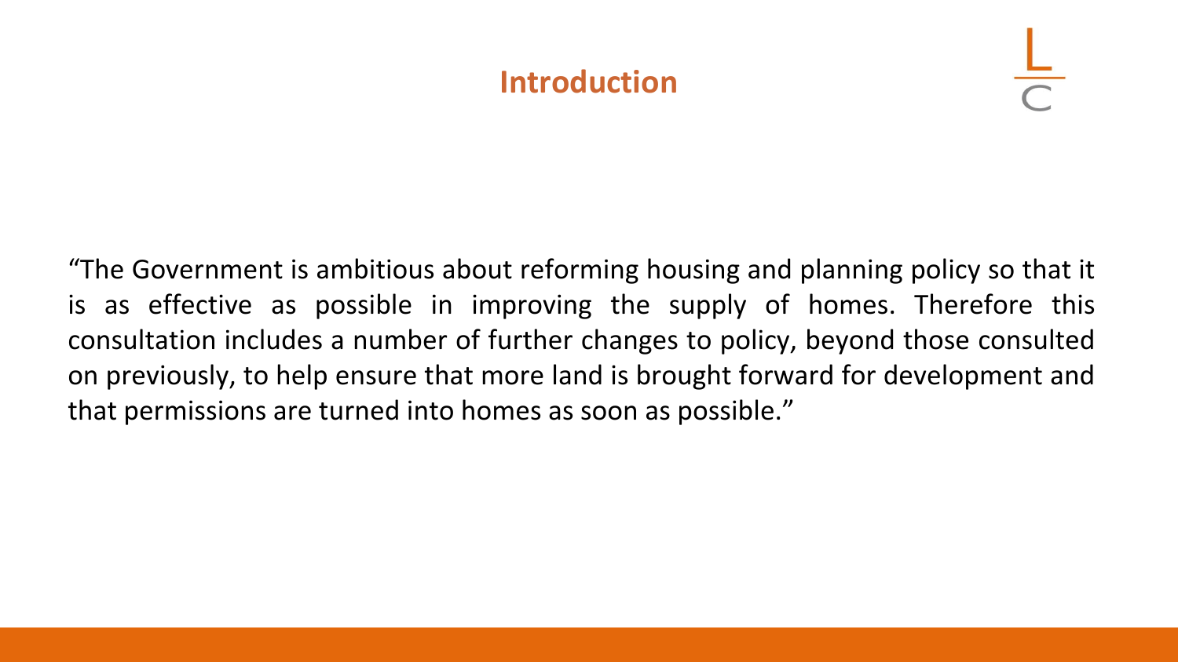## Introduction

"The Government is ambitious about reforming housing and planning policy so that it is as effective as possible in improving the supply of homes. Therefore this consultation includes a number of further changes to policy, beyond those consulted on previously, to help ensure that more land is brought forward for development and that permissions are turned into homes as soon as possible."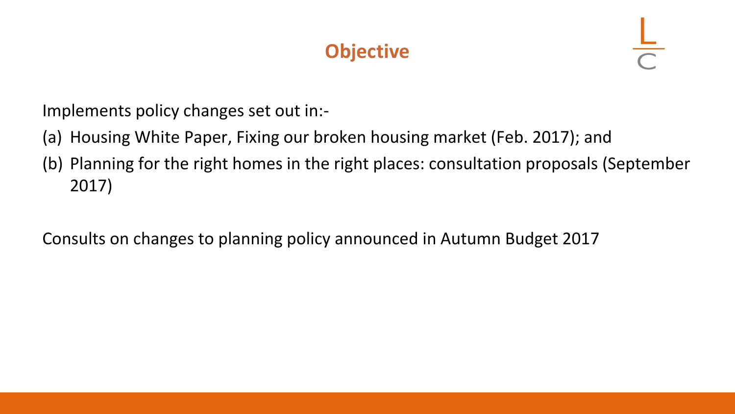# Objective

Implements policy changes set out in:-

(a) Housing White Paper, Fixing our broken housing market (Feb. 2017); and

(b) Planning for the right homes in the right places: consultation proposals (September 2017)

Consults on changes to planning policy announced in Autumn Budget 2017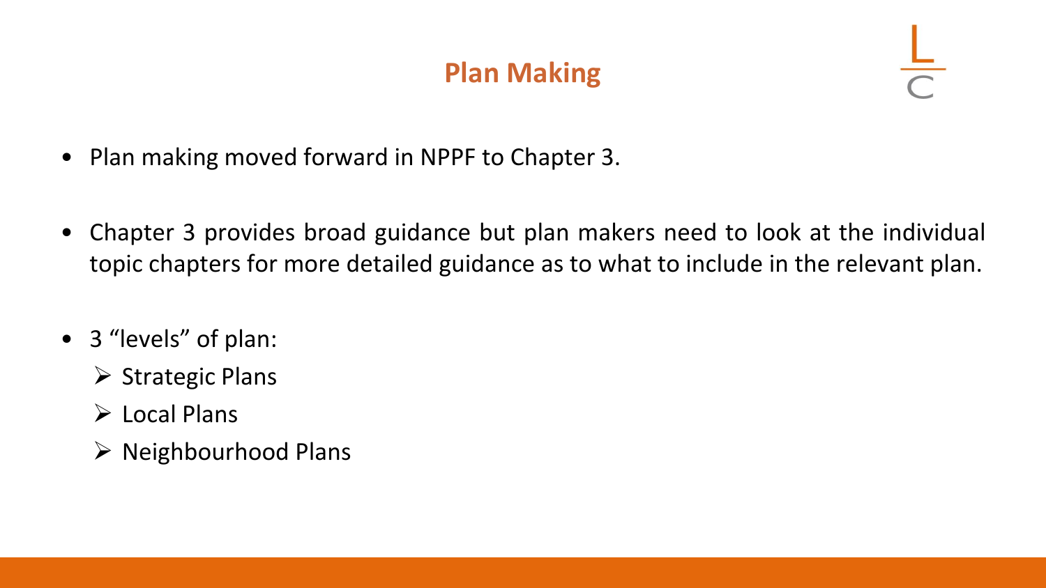# Plan Making

- Plan making moved forward in NPPF to Chapter 3.
- Chapter 3 provides broad guidance but plan makers need to look at the individual topic chapters for more detailed guidance as to what to include in the relevant plan.
- 3 “levels” of plan:
  - Strategic Plans
  - Local Plans
  - Neighbourhood Plans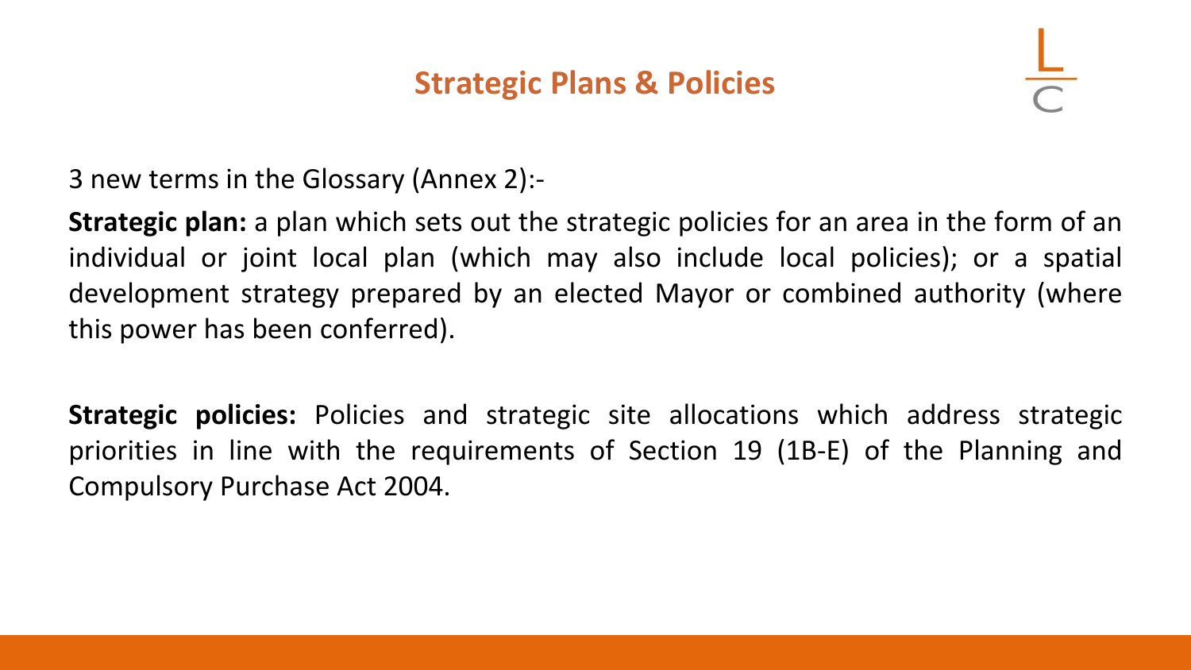# Strategic Plans & Policies

3 new terms in the Glossary (Annex 2):-

**Strategic plan:** a plan which sets out the strategic policies for an area in the form of an individual or joint local plan (which may also include local policies); or a spatial development strategy prepared by an elected Mayor or combined authority (where this power has been conferred).

**Strategic policies:** Policies and strategic site allocations which address strategic priorities in line with the requirements of Section 19 (1B-E) of the Planning and Compulsory Purchase Act 2004.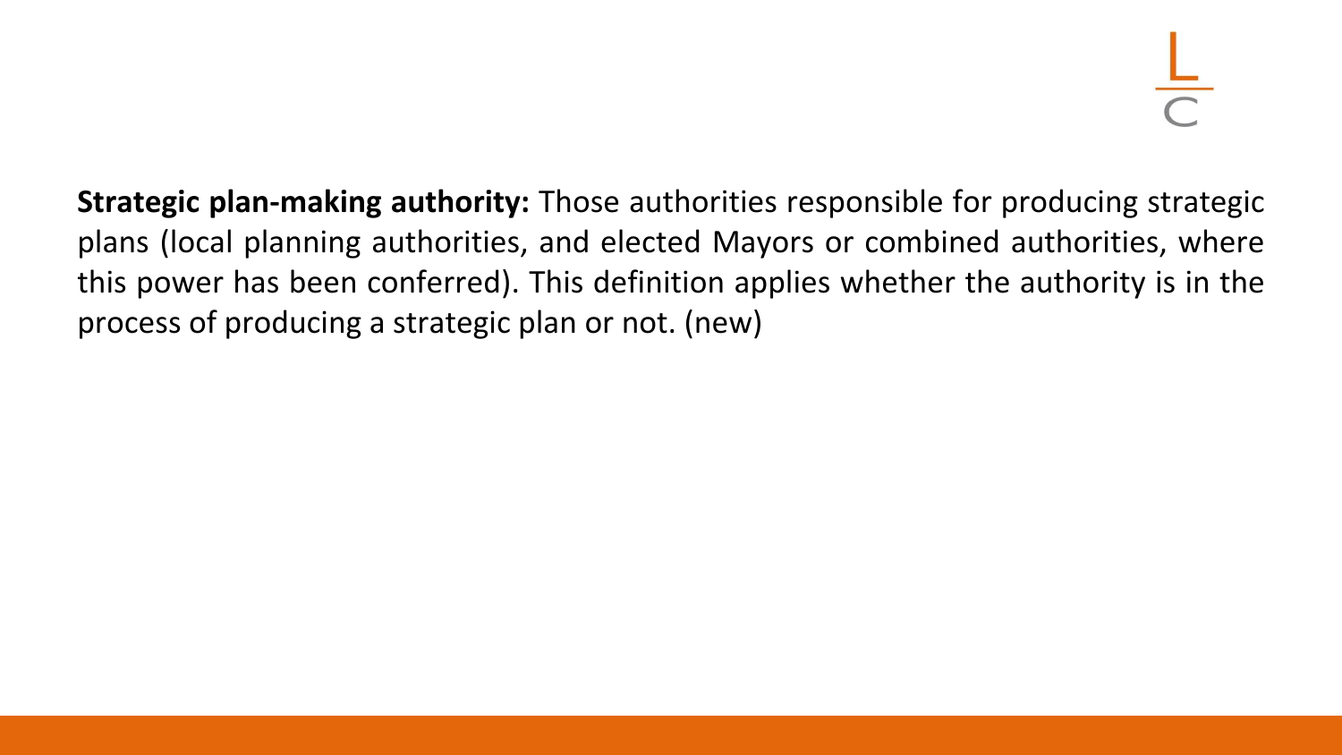**Strategic plan-making authority:** Those authorities responsible for producing strategic plans (local planning authorities, and elected Mayors or combined authorities, where this power has been conferred). This definition applies whether the authority is in the process of producing a strategic plan or not. (new)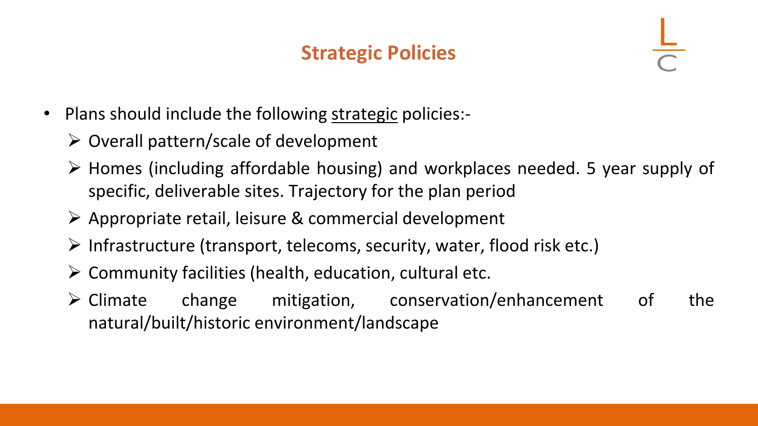## Strategic Policies

- Plans should include the following <u>strategic</u> policies:-
  - Overall pattern/scale of development
  - Homes (including affordable housing) and workplaces needed. 5 year supply of specific, deliverable sites. Trajectory for the plan period
  - Appropriate retail, leisure & commercial development
  - Infrastructure (transport, telecoms, security, water, flood risk etc.)
  - Community facilities (health, education, cultural etc.
  - Climate change mitigation, conservation/enhancement of the natural/built/historic environment/landscape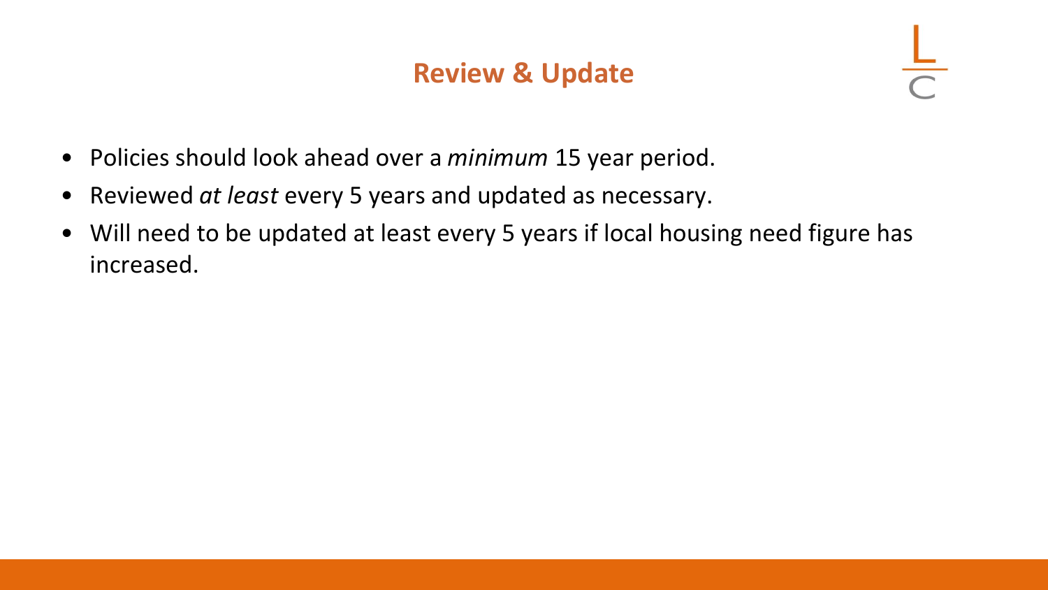# Review & Update

- Policies should look ahead over a *minimum* 15 year period.
- Reviewed *at least* every 5 years and updated as necessary.
- Will need to be updated at least every 5 years if local housing need figure has increased.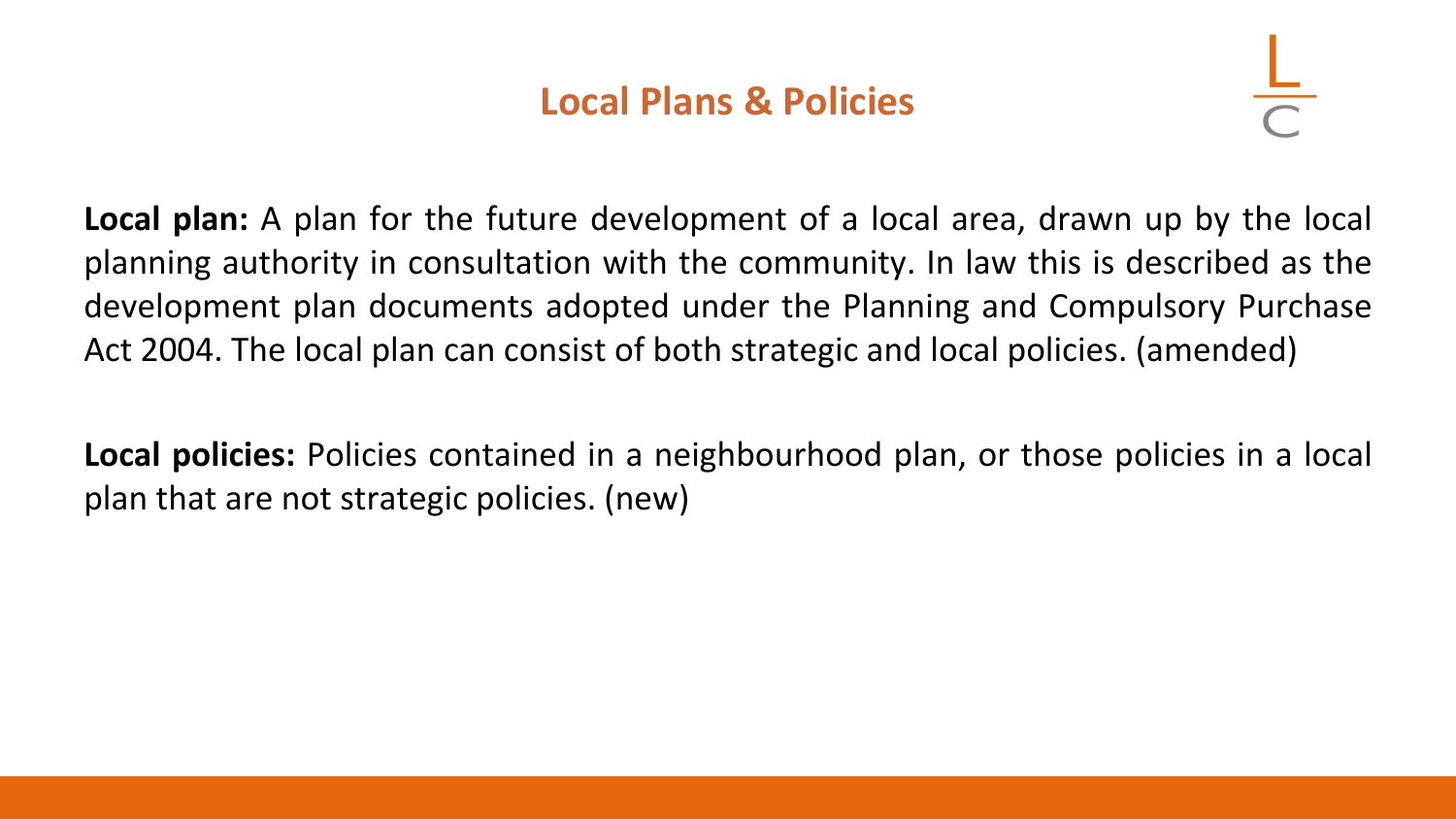# Local Plans & Policies

**Local plan:** A plan for the future development of a local area, drawn up by the local planning authority in consultation with the community. In law this is described as the development plan documents adopted under the Planning and Compulsory Purchase Act 2004. The local plan can consist of both strategic and local policies. (amended)

**Local policies:** Policies contained in a neighbourhood plan, or those policies in a local plan that are not strategic policies. (new)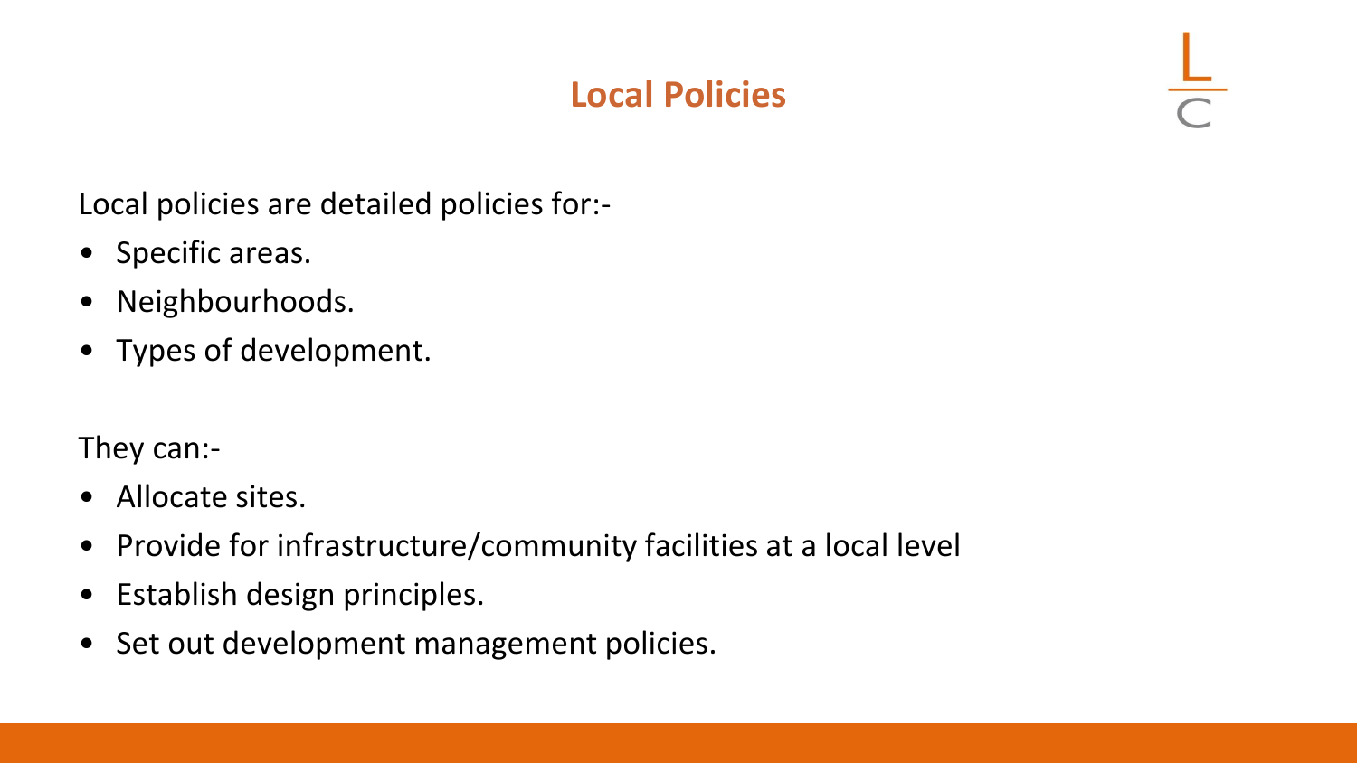# Local Policies

Local policies are detailed policies for:-

- Specific areas.
- Neighbourhoods.
- Types of development.

They can:-

- Allocate sites.
- Provide for infrastructure/community facilities at a local level
- Establish design principles.
- Set out development management policies.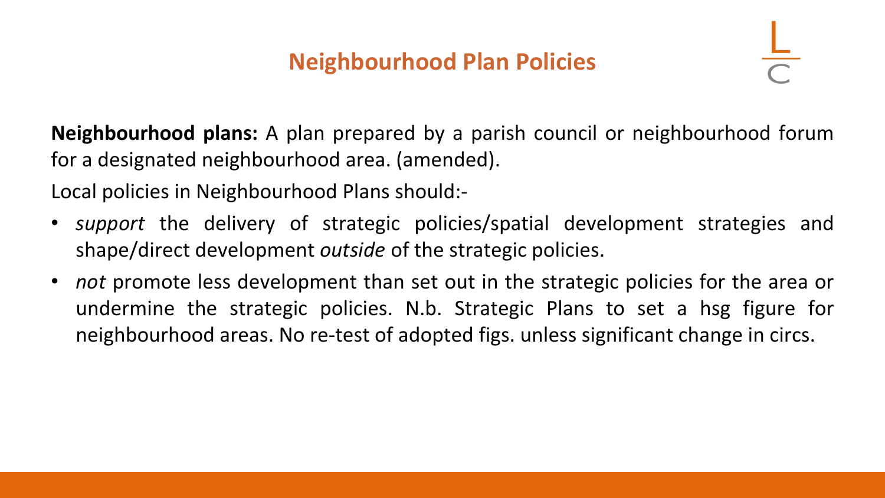# Neighbourhood Plan Policies

**Neighbourhood plans:** A plan prepared by a parish council or neighbourhood forum for a designated neighbourhood area. (amended).

Local policies in Neighbourhood Plans should:-

- *support* the delivery of strategic policies/spatial development strategies and shape/direct development *outside* of the strategic policies.
- *not* promote less development than set out in the strategic policies for the area or undermine the strategic policies. N.b. Strategic Plans to set a hsg figure for neighbourhood areas. No re-test of adopted figs. unless significant change in circs.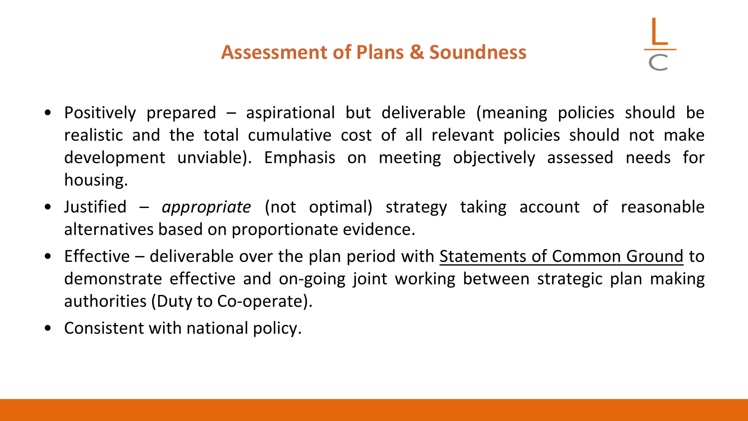## Assessment of Plans & Soundness

- Positively prepared – aspirational but deliverable (meaning policies should be realistic and the total cumulative cost of all relevant policies should not make development unviable). Emphasis on meeting objectively assessed needs for housing.
- Justified – *appropriate* (not optimal) strategy taking account of reasonable alternatives based on proportionate evidence.
- Effective – deliverable over the plan period with <u>Statements of Common Ground</u> to demonstrate effective and on-going joint working between strategic plan making authorities (Duty to Co-operate).
- Consistent with national policy.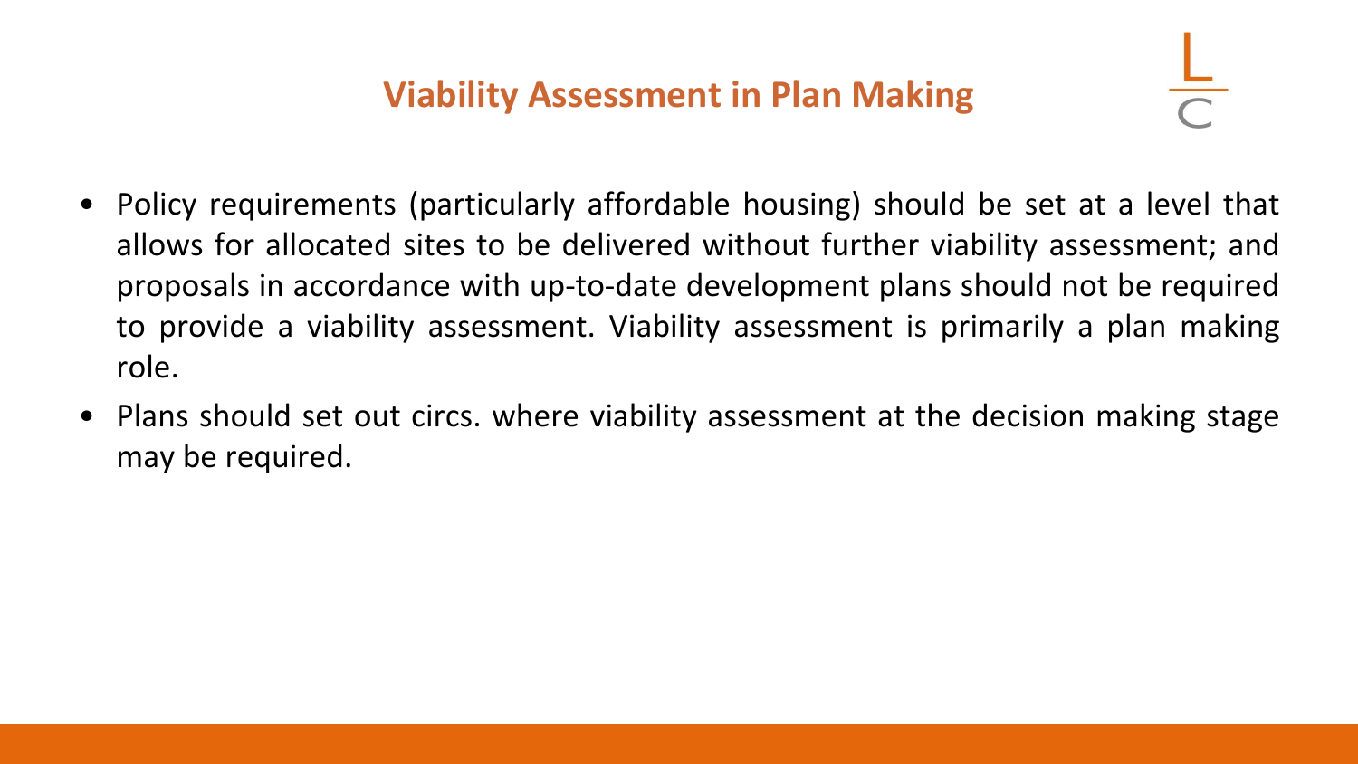# Viability Assessment in Plan Making

- Policy requirements (particularly affordable housing) should be set at a level that allows for allocated sites to be delivered without further viability assessment; and proposals in accordance with up-to-date development plans should not be required to provide a viability assessment. Viability assessment is primarily a plan making role.
- Plans should set out circs. where viability assessment at the decision making stage may be required.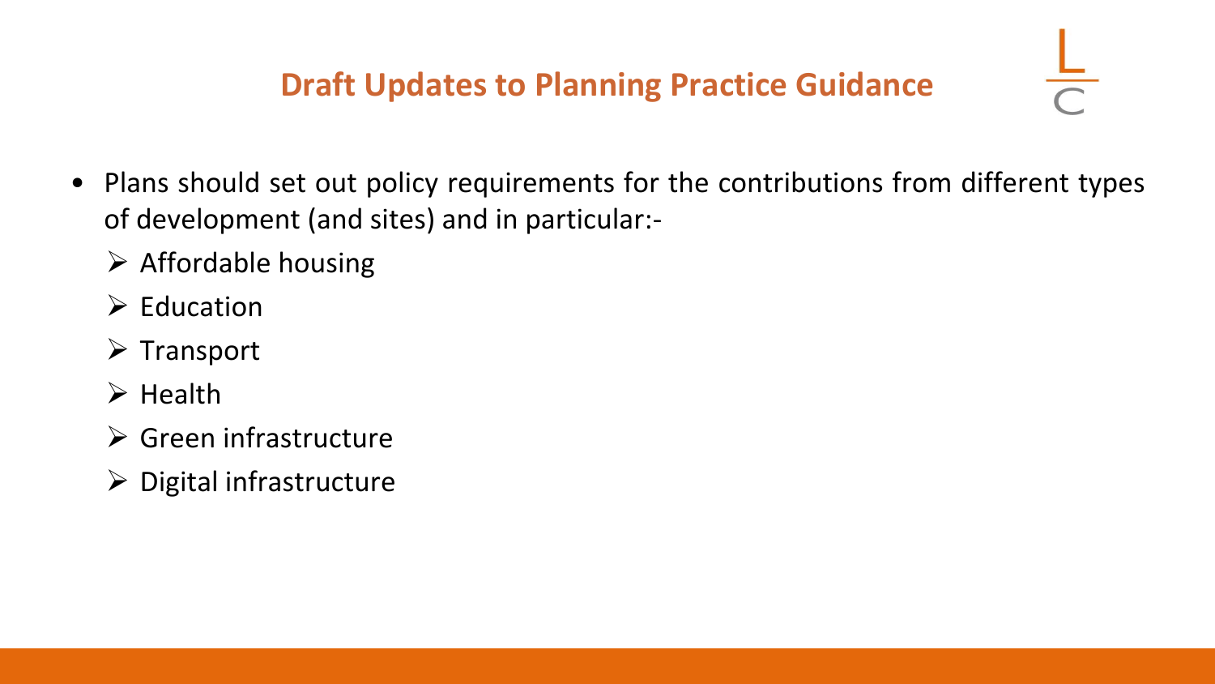## Draft Updates to Planning Practice Guidance

- Plans should set out policy requirements for the contributions from different types of development (and sites) and in particular:-
  - Affordable housing
  - Education
  - Transport
  - Health
  - Green infrastructure
  - Digital infrastructure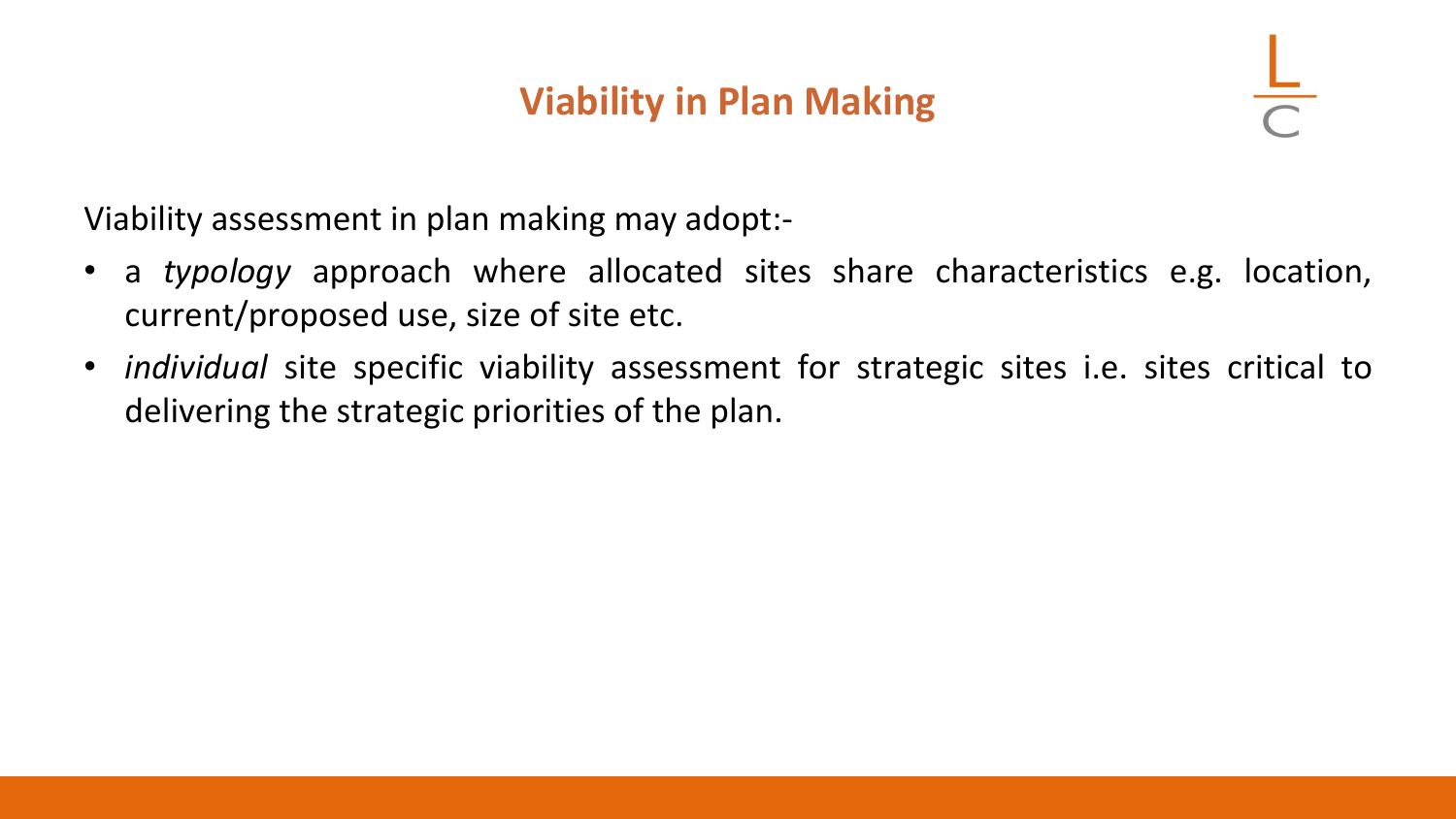# Viability in Plan Making

Viability assessment in plan making may adopt:-

- a *typology* approach where allocated sites share characteristics e.g. location, current/proposed use, size of site etc.
- *individual* site specific viability assessment for strategic sites i.e. sites critical to delivering the strategic priorities of the plan.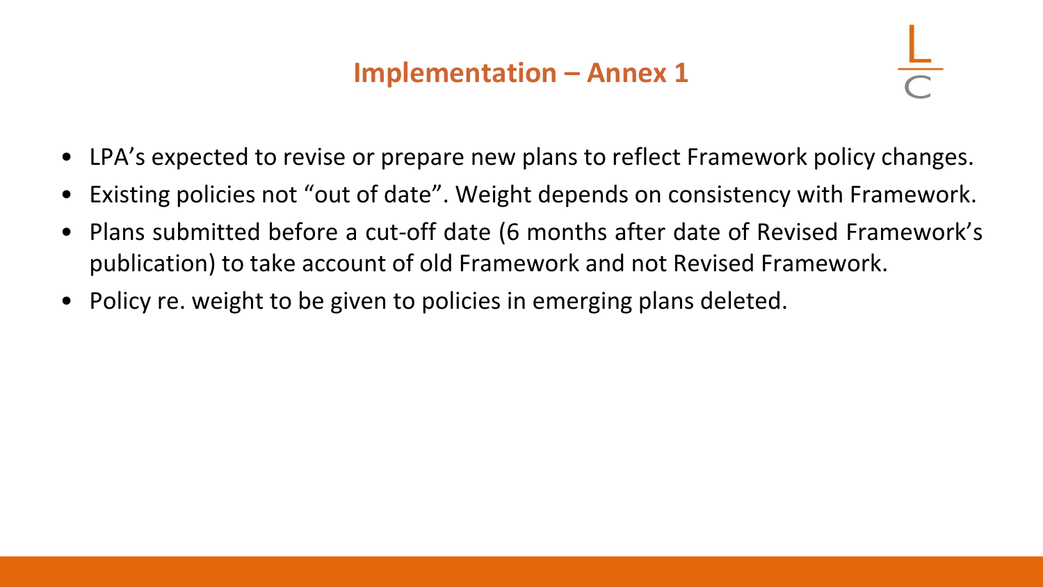## Implementation – Annex 1

- LPA's expected to revise or prepare new plans to reflect Framework policy changes.
- Existing policies not "out of date". Weight depends on consistency with Framework.
- Plans submitted before a cut-off date (6 months after date of Revised Framework's publication) to take account of old Framework and not Revised Framework.
- Policy re. weight to be given to policies in emerging plans deleted.